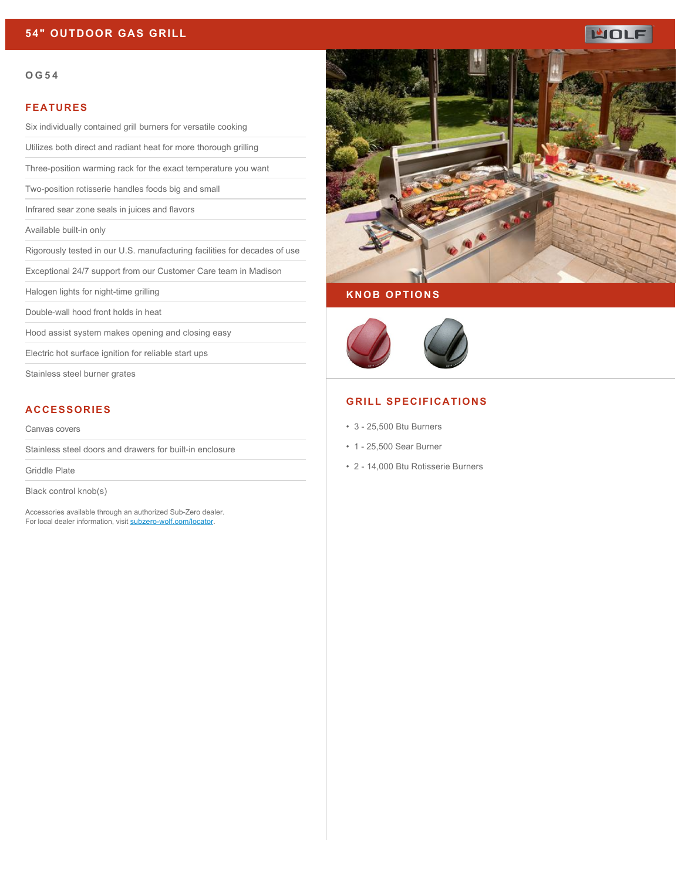# 54" OUTDOOR GAS GRILL

**OG54**

## FEATURES

- Six individually contained grill burners for versatile cooking
- Utilizes both direct and radiant heat for more thorough grilling
- Three-position warming rack for the exact temperature you want
- Two-position rotisserie handles foods big and small
- Infrared sear zone seals in juices and flavors
- Available built-in only
- Rigorously tested in our U.S. manufacturing facilities for decades of use
- Exceptional 24/7 support from our Customer Care team in Madison
- Halogen lights for night-time grilling
- Double-wall hood front holds in heat
- Hood assist system makes opening and closing easy
- Electric hot surface ignition for reliable start ups
- Stainless steel burner grates

## ACCESSORIES

- Canvas covers
- Stainless steel doors and drawers for built-in enclosure
- Griddle Plate
- Black control knob(s)

Accessories available through an authorized Sub-Zero dealer.
For local dealer information, visit [subzero-wolf.com/locator](subzero-wolf.com/locator).

## KNOB OPTIONS

## GRILL SPECIFICATIONS

- 3 - 25,500 Btu Burners
- 1 - 25,500 Sear Burner
- 2 - 14,000 Btu Rotisserie Burners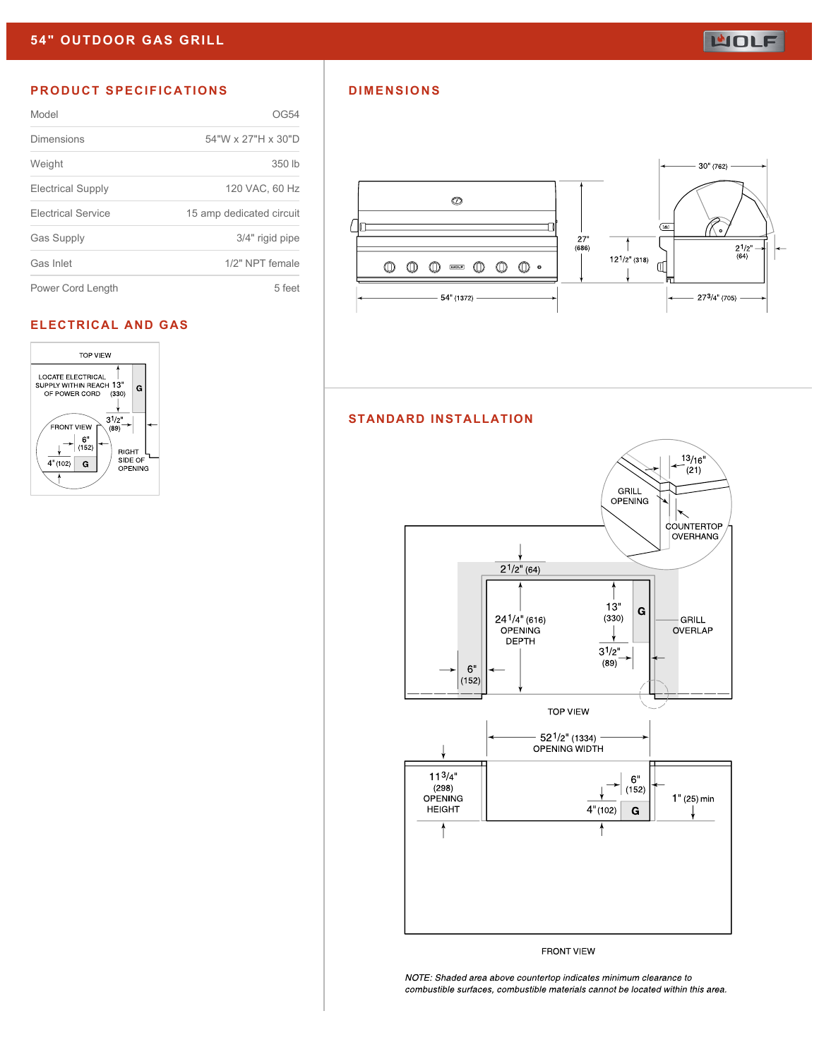# 54" OUTDOOR GAS GRILL

## PRODUCT SPECIFICATIONS

| | |
|---|---|
| Model | OG54 |
| Dimensions | 54"W x 27"H x 30"D |
| Weight | 350 lb |
| Electrical Supply | 120 VAC, 60 Hz |
| Electrical Service | 15 amp dedicated circuit |
| Gas Supply | 3/4" rigid pipe |
| Gas Inlet | 1/2" NPT female |
| Power Cord Length | 5 feet |

## ELECTRICAL AND GAS

TOP VIEW

LOCATE ELECTRICAL SUPPLY WITHIN REACH OF POWER CORD

13" (330)

G

3 1/2" (89)

FRONT VIEW

6" (152)

4" (102)

G

RIGHT SIDE OF OPENING

## DIMENSIONS

27" (686)

54" (1372)

30" (762)

12 1/2" (318)

2 1/2" (64)

27 3/4" (705)

## STANDARD INSTALLATION

13/16" (21)

GRILL OPENING

COUNTERTOP OVERHANG

2 1/2" (64)

24 1/4" (616) OPENING DEPTH

13" (330)

G

GRILL OVERLAP

3 1/2" (89)

6" (152)

TOP VIEW

52 1/2" (1334) OPENING WIDTH

11 3/4" (298) OPENING HEIGHT

6" (152)

4" (102)

G

1" (25) min

FRONT VIEW

*NOTE: Shaded area above countertop indicates minimum clearance to combustible surfaces, combustible materials cannot be located within this area.*